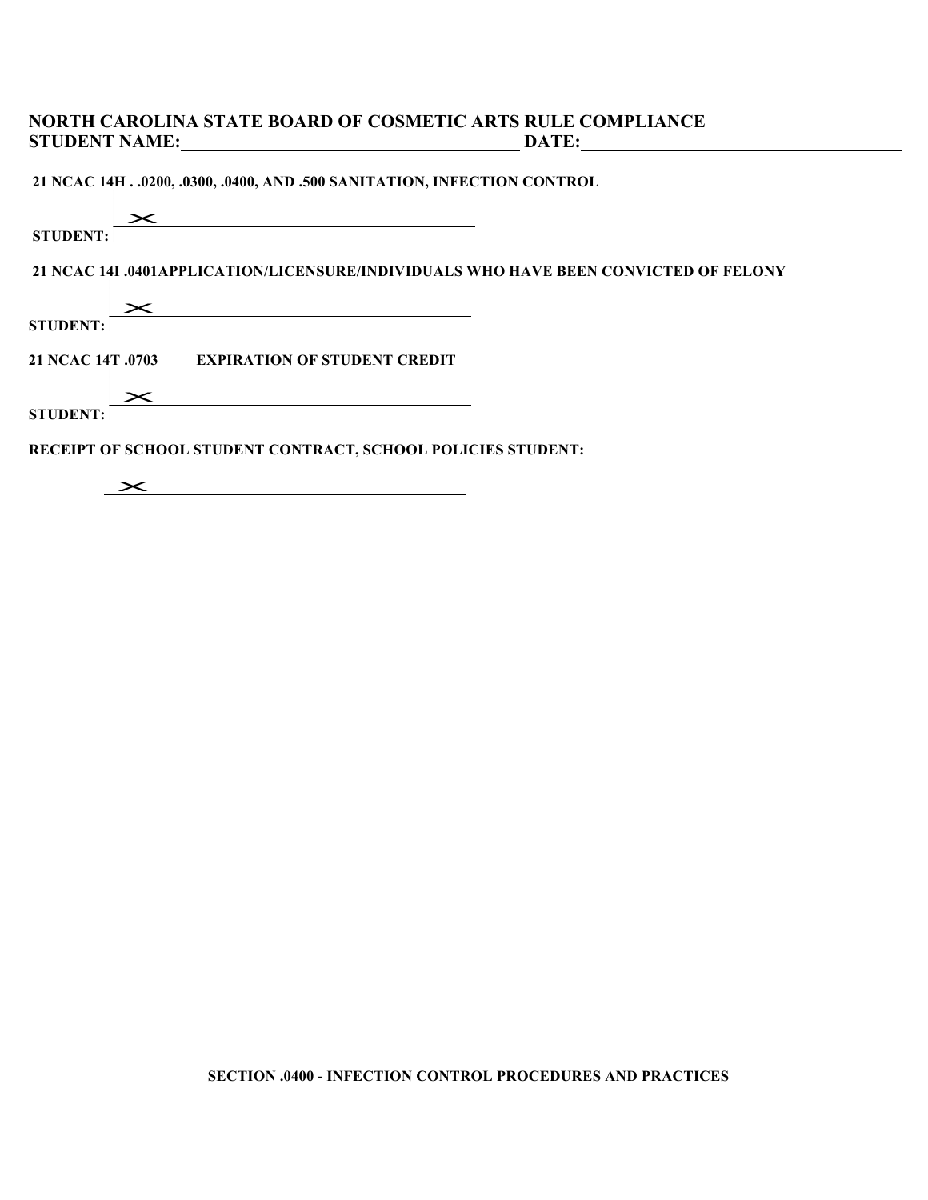# NORTH CAROLINA STATE BOARD OF COSMETIC ARTS RULE COMPLIANCE

**STUDENT NAME:**\_\_\_\_\_\_\_\_\_\_\_\_\_\_\_\_\_\_\_\_\_\_\_\_\_\_\_\_\_\_ **DATE:**\_\_\_\_\_\_\_\_\_\_\_\_\_\_\_\_\_\_\_\_\_\_\_\_\_\_\_\_\_\_

**21 NCAC 14H . .0200, .0300, .0400, AND .500 SANITATION, INFECTION CONTROL**

**STUDENT:** ✕\_\_\_\_\_\_\_\_\_\_\_\_\_\_\_\_\_\_\_\_\_\_\_\_\_\_\_\_\_\_

**21 NCAC 14I .0401APPLICATION/LICENSURE/INDIVIDUALS WHO HAVE BEEN CONVICTED OF FELONY**

**STUDENT:** ✕\_\_\_\_\_\_\_\_\_\_\_\_\_\_\_\_\_\_\_\_\_\_\_\_\_\_\_\_\_\_

**21 NCAC 14T .0703 EXPIRATION OF STUDENT CREDIT**

**STUDENT:** ✕\_\_\_\_\_\_\_\_\_\_\_\_\_\_\_\_\_\_\_\_\_\_\_\_\_\_\_\_\_\_

**RECEIPT OF SCHOOL STUDENT CONTRACT, SCHOOL POLICIES STUDENT:**

✕\_\_\_\_\_\_\_\_\_\_\_\_\_\_\_\_\_\_\_\_\_\_\_\_\_\_\_\_\_\_

## SECTION .0400 - INFECTION CONTROL PROCEDURES AND PRACTICES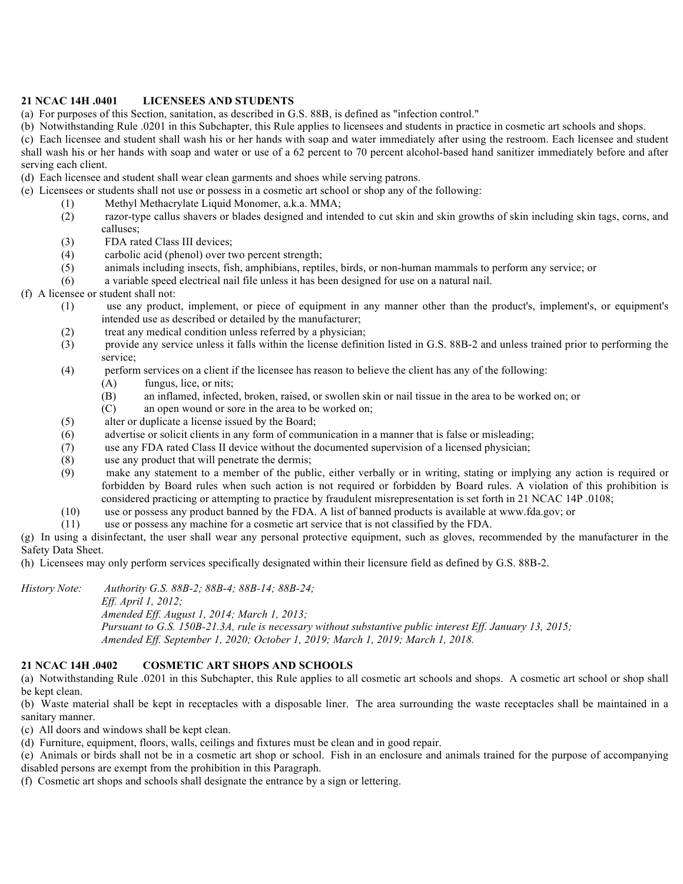**21 NCAC 14H .0401 LICENSEES AND STUDENTS**

(a) For purposes of this Section, sanitation, as described in G.S. 88B, is defined as "infection control."

(b) Notwithstanding Rule .0201 in this Subchapter, this Rule applies to licensees and students in practice in cosmetic art schools and shops.

(c) Each licensee and student shall wash his or her hands with soap and water immediately after using the restroom. Each licensee and student shall wash his or her hands with soap and water or use of a 62 percent to 70 percent alcohol-based hand sanitizer immediately before and after serving each client.

(d) Each licensee and student shall wear clean garments and shoes while serving patrons.

(e) Licensees or students shall not use or possess in a cosmetic art school or shop any of the following:

- (1) Methyl Methacrylate Liquid Monomer, a.k.a. MMA;
- (2) razor-type callus shavers or blades designed and intended to cut skin and skin growths of skin including skin tags, corns, and calluses;
- (3) FDA rated Class III devices;
- (4) carbolic acid (phenol) over two percent strength;
- (5) animals including insects, fish, amphibians, reptiles, birds, or non-human mammals to perform any service; or
- (6) a variable speed electrical nail file unless it has been designed for use on a natural nail.

(f) A licensee or student shall not:

- (1) use any product, implement, or piece of equipment in any manner other than the product's, implement's, or equipment's intended use as described or detailed by the manufacturer;
- (2) treat any medical condition unless referred by a physician;
- (3) provide any service unless it falls within the license definition listed in G.S. 88B-2 and unless trained prior to performing the service;
- (4) perform services on a client if the licensee has reason to believe the client has any of the following:
  - (A) fungus, lice, or nits;
  - (B) an inflamed, infected, broken, raised, or swollen skin or nail tissue in the area to be worked on; or
  - (C) an open wound or sore in the area to be worked on;
- (5) alter or duplicate a license issued by the Board;
- (6) advertise or solicit clients in any form of communication in a manner that is false or misleading;
- (7) use any FDA rated Class II device without the documented supervision of a licensed physician;
- (8) use any product that will penetrate the dermis;
- (9) make any statement to a member of the public, either verbally or in writing, stating or implying any action is required or forbidden by Board rules when such action is not required or forbidden by Board rules. A violation of this prohibition is considered practicing or attempting to practice by fraudulent misrepresentation is set forth in 21 NCAC 14P .0108;
- (10) use or possess any product banned by the FDA. A list of banned products is available at www.fda.gov; or
- (11) use or possess any machine for a cosmetic art service that is not classified by the FDA.

(g) In using a disinfectant, the user shall wear any personal protective equipment, such as gloves, recommended by the manufacturer in the Safety Data Sheet.

(h) Licensees may only perform services specifically designated within their licensure field as defined by G.S. 88B-2.

*History Note: Authority G.S. 88B-2; 88B-4; 88B-14; 88B-24;*
*Eff. April 1, 2012;*
*Amended Eff. August 1, 2014; March 1, 2013;*
*Pursuant to G.S. 150B-21.3A, rule is necessary without substantive public interest Eff. January 13, 2015;*
*Amended Eff. September 1, 2020; October 1, 2019; March 1, 2019; March 1, 2018.*

**21 NCAC 14H .0402 COSMETIC ART SHOPS AND SCHOOLS**

(a) Notwithstanding Rule .0201 in this Subchapter, this Rule applies to all cosmetic art schools and shops. A cosmetic art school or shop shall be kept clean.

(b) Waste material shall be kept in receptacles with a disposable liner. The area surrounding the waste receptacles shall be maintained in a sanitary manner.

(c) All doors and windows shall be kept clean.

(d) Furniture, equipment, floors, walls, ceilings and fixtures must be clean and in good repair.

(e) Animals or birds shall not be in a cosmetic art shop or school. Fish in an enclosure and animals trained for the purpose of accompanying disabled persons are exempt from the prohibition in this Paragraph.

(f) Cosmetic art shops and schools shall designate the entrance by a sign or lettering.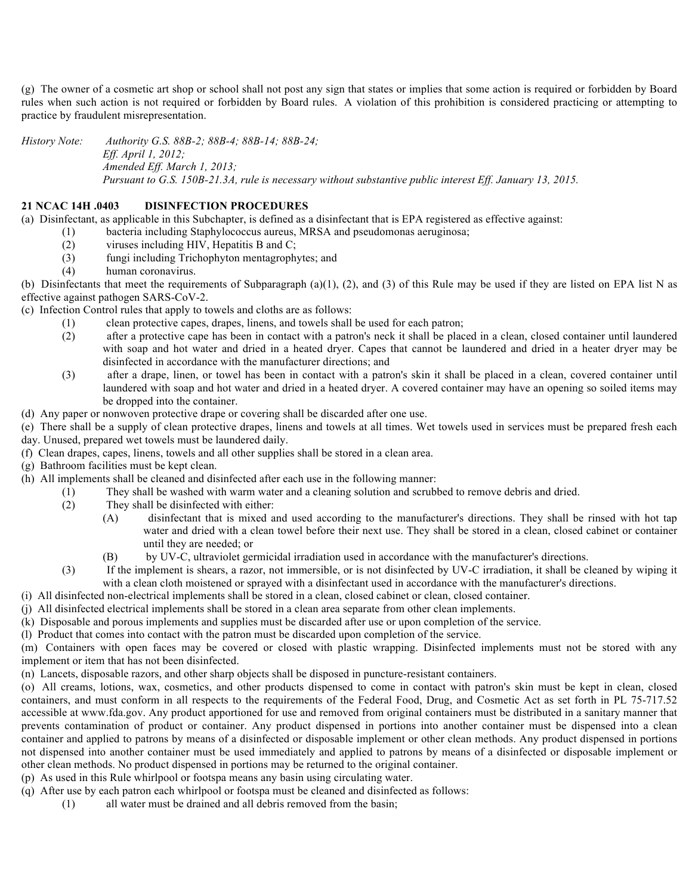(g) The owner of a cosmetic art shop or school shall not post any sign that states or implies that some action is required or forbidden by Board rules when such action is not required or forbidden by Board rules. A violation of this prohibition is considered practicing or attempting to practice by fraudulent misrepresentation.

*History Note: Authority G.S. 88B-2; 88B-4; 88B-14; 88B-24;*
*Eff. April 1, 2012;*
*Amended Eff. March 1, 2013;*
*Pursuant to G.S. 150B-21.3A, rule is necessary without substantive public interest Eff. January 13, 2015.*

**21 NCAC 14H .0403 DISINFECTION PROCEDURES**

(a) Disinfectant, as applicable in this Subchapter, is defined as a disinfectant that is EPA registered as effective against:

(1) bacteria including Staphylococcus aureus, MRSA and pseudomonas aeruginosa;
(2) viruses including HIV, Hepatitis B and C;
(3) fungi including Trichophyton mentagrophytes; and
(4) human coronavirus.

(b) Disinfectants that meet the requirements of Subparagraph (a)(1), (2), and (3) of this Rule may be used if they are listed on EPA list N as effective against pathogen SARS-CoV-2.

(c) Infection Control rules that apply to towels and cloths are as follows:

(1) clean protective capes, drapes, linens, and towels shall be used for each patron;
(2) after a protective cape has been in contact with a patron's neck it shall be placed in a clean, closed container until laundered with soap and hot water and dried in a heated dryer. Capes that cannot be laundered and dried in a heater dryer may be disinfected in accordance with the manufacturer directions; and
(3) after a drape, linen, or towel has been in contact with a patron's skin it shall be placed in a clean, covered container until laundered with soap and hot water and dried in a heated dryer. A covered container may have an opening so soiled items may be dropped into the container.

(d) Any paper or nonwoven protective drape or covering shall be discarded after one use.

(e) There shall be a supply of clean protective drapes, linens and towels at all times. Wet towels used in services must be prepared fresh each day. Unused, prepared wet towels must be laundered daily.

(f) Clean drapes, capes, linens, towels and all other supplies shall be stored in a clean area.

(g) Bathroom facilities must be kept clean.

(h) All implements shall be cleaned and disinfected after each use in the following manner:

(1) They shall be washed with warm water and a cleaning solution and scrubbed to remove debris and dried.
(2) They shall be disinfected with either:
    (A) disinfectant that is mixed and used according to the manufacturer's directions. They shall be rinsed with hot tap water and dried with a clean towel before their next use. They shall be stored in a clean, closed cabinet or container until they are needed; or
    (B) by UV-C, ultraviolet germicidal irradiation used in accordance with the manufacturer's directions.
(3) If the implement is shears, a razor, not immersible, or is not disinfected by UV-C irradiation, it shall be cleaned by wiping it with a clean cloth moistened or sprayed with a disinfectant used in accordance with the manufacturer's directions.

(i) All disinfected non-electrical implements shall be stored in a clean, closed cabinet or clean, closed container.

(j) All disinfected electrical implements shall be stored in a clean area separate from other clean implements.

(k) Disposable and porous implements and supplies must be discarded after use or upon completion of the service.

(l) Product that comes into contact with the patron must be discarded upon completion of the service.

(m) Containers with open faces may be covered or closed with plastic wrapping. Disinfected implements must not be stored with any implement or item that has not been disinfected.

(n) Lancets, disposable razors, and other sharp objects shall be disposed in puncture-resistant containers.

(o) All creams, lotions, wax, cosmetics, and other products dispensed to come in contact with patron's skin must be kept in clean, closed containers, and must conform in all respects to the requirements of the Federal Food, Drug, and Cosmetic Act as set forth in PL 75-717.52 accessible at www.fda.gov. Any product apportioned for use and removed from original containers must be distributed in a sanitary manner that prevents contamination of product or container. Any product dispensed in portions into another container must be dispensed into a clean container and applied to patrons by means of a disinfected or disposable implement or other clean methods. Any product dispensed in portions not dispensed into another container must be used immediately and applied to patrons by means of a disinfected or disposable implement or other clean methods. No product dispensed in portions may be returned to the original container.

(p) As used in this Rule whirlpool or footspa means any basin using circulating water.

(q) After use by each patron each whirlpool or footspa must be cleaned and disinfected as follows:

(1) all water must be drained and all debris removed from the basin;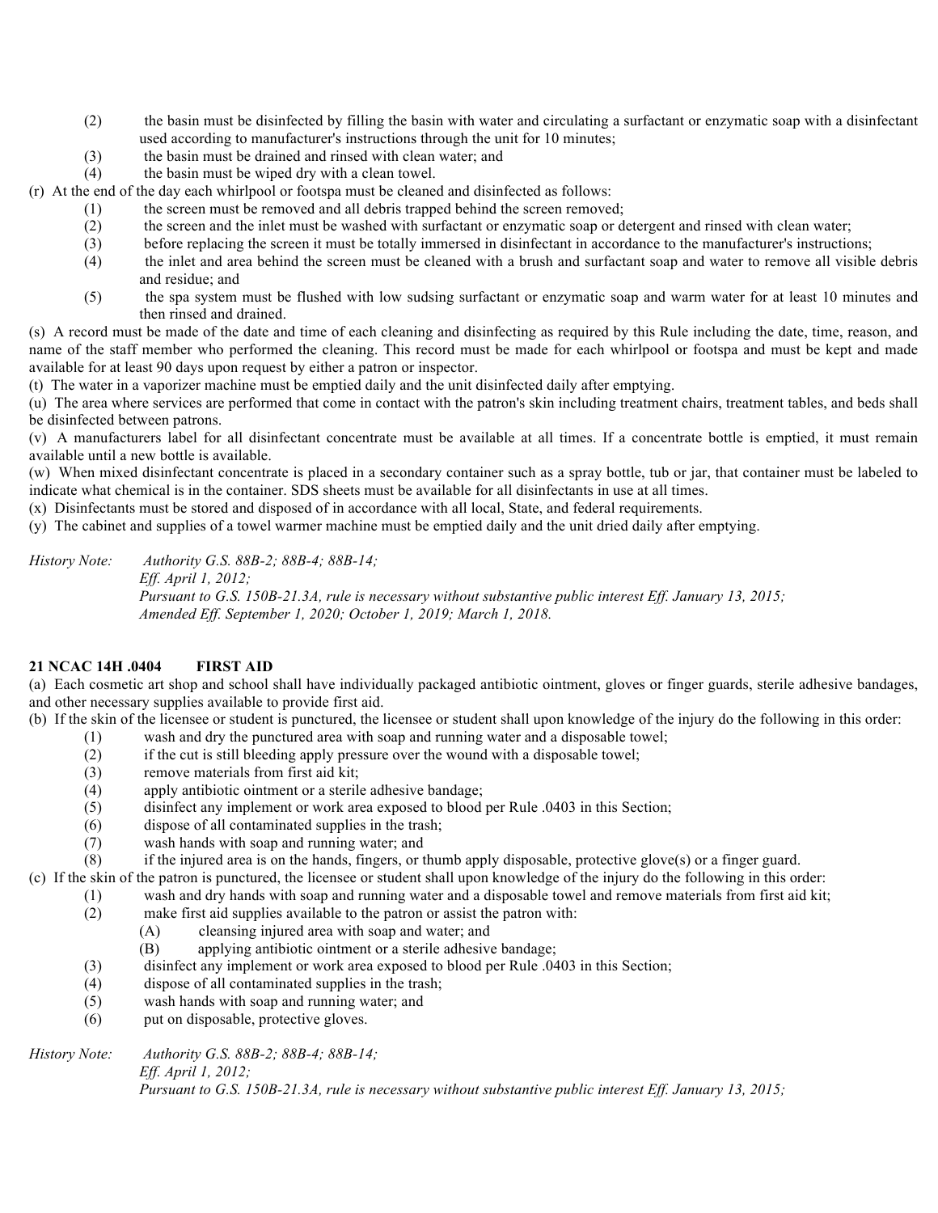(2) the basin must be disinfected by filling the basin with water and circulating a surfactant or enzymatic soap with a disinfectant used according to manufacturer's instructions through the unit for 10 minutes;

(3) the basin must be drained and rinsed with clean water; and

(4) the basin must be wiped dry with a clean towel.

(r) At the end of the day each whirlpool or footspa must be cleaned and disinfected as follows:

(1) the screen must be removed and all debris trapped behind the screen removed;

(2) the screen and the inlet must be washed with surfactant or enzymatic soap or detergent and rinsed with clean water;

(3) before replacing the screen it must be totally immersed in disinfectant in accordance to the manufacturer's instructions;

(4) the inlet and area behind the screen must be cleaned with a brush and surfactant soap and water to remove all visible debris and residue; and

(5) the spa system must be flushed with low sudsing surfactant or enzymatic soap and warm water for at least 10 minutes and then rinsed and drained.

(s) A record must be made of the date and time of each cleaning and disinfecting as required by this Rule including the date, time, reason, and name of the staff member who performed the cleaning. This record must be made for each whirlpool or footspa and must be kept and made available for at least 90 days upon request by either a patron or inspector.

(t) The water in a vaporizer machine must be emptied daily and the unit disinfected daily after emptying.

(u) The area where services are performed that come in contact with the patron's skin including treatment chairs, treatment tables, and beds shall be disinfected between patrons.

(v) A manufacturers label for all disinfectant concentrate must be available at all times. If a concentrate bottle is emptied, it must remain available until a new bottle is available.

(w) When mixed disinfectant concentrate is placed in a secondary container such as a spray bottle, tub or jar, that container must be labeled to indicate what chemical is in the container. SDS sheets must be available for all disinfectants in use at all times.

(x) Disinfectants must be stored and disposed of in accordance with all local, State, and federal requirements.

(y) The cabinet and supplies of a towel warmer machine must be emptied daily and the unit dried daily after emptying.

*History Note: Authority G.S. 88B-2; 88B-4; 88B-14;*
*Eff. April 1, 2012;*
*Pursuant to G.S. 150B-21.3A, rule is necessary without substantive public interest Eff. January 13, 2015;*
*Amended Eff. September 1, 2020; October 1, 2019; March 1, 2018.*

## 21 NCAC 14H .0404 FIRST AID

(a) Each cosmetic art shop and school shall have individually packaged antibiotic ointment, gloves or finger guards, sterile adhesive bandages, and other necessary supplies available to provide first aid.

(b) If the skin of the licensee or student is punctured, the licensee or student shall upon knowledge of the injury do the following in this order:

(1) wash and dry the punctured area with soap and running water and a disposable towel;

(2) if the cut is still bleeding apply pressure over the wound with a disposable towel;

(3) remove materials from first aid kit;

(4) apply antibiotic ointment or a sterile adhesive bandage;

(5) disinfect any implement or work area exposed to blood per Rule .0403 in this Section;

(6) dispose of all contaminated supplies in the trash;

(7) wash hands with soap and running water; and

(8) if the injured area is on the hands, fingers, or thumb apply disposable, protective glove(s) or a finger guard.

(c) If the skin of the patron is punctured, the licensee or student shall upon knowledge of the injury do the following in this order:

(1) wash and dry hands with soap and running water and a disposable towel and remove materials from first aid kit;

(2) make first aid supplies available to the patron or assist the patron with:

(A) cleansing injured area with soap and water; and

(B) applying antibiotic ointment or a sterile adhesive bandage;

(3) disinfect any implement or work area exposed to blood per Rule .0403 in this Section;

(4) dispose of all contaminated supplies in the trash;

(5) wash hands with soap and running water; and

(6) put on disposable, protective gloves.

*History Note: Authority G.S. 88B-2; 88B-4; 88B-14;*
*Eff. April 1, 2012;*
*Pursuant to G.S. 150B-21.3A, rule is necessary without substantive public interest Eff. January 13, 2015;*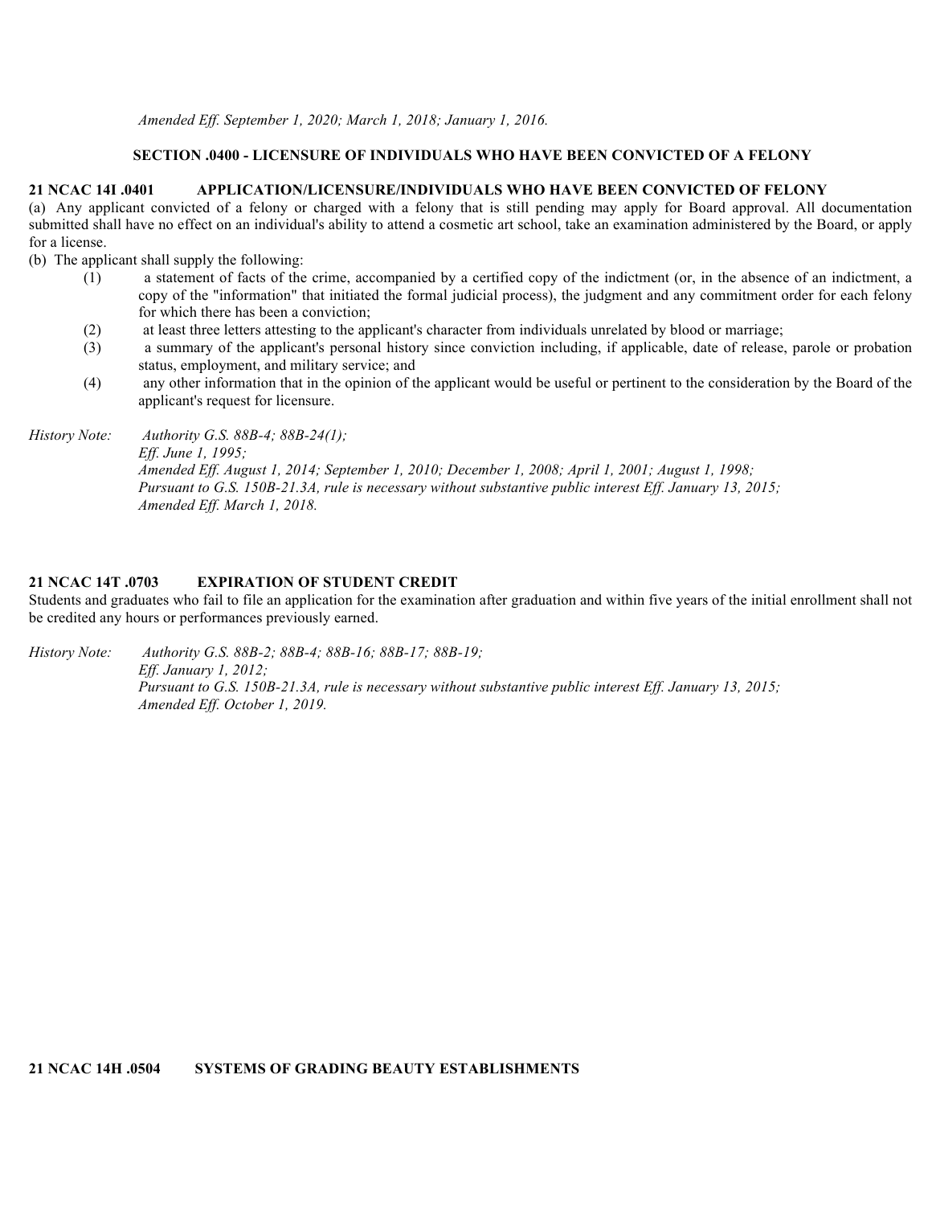*Amended Eff. September 1, 2020; March 1, 2018; January 1, 2016.*

## SECTION .0400 - LICENSURE OF INDIVIDUALS WHO HAVE BEEN CONVICTED OF A FELONY

**21 NCAC 14I .0401 APPLICATION/LICENSURE/INDIVIDUALS WHO HAVE BEEN CONVICTED OF FELONY**

(a) Any applicant convicted of a felony or charged with a felony that is still pending may apply for Board approval. All documentation submitted shall have no effect on an individual's ability to attend a cosmetic art school, take an examination administered by the Board, or apply for a license.

(b) The applicant shall supply the following:

(1) a statement of facts of the crime, accompanied by a certified copy of the indictment (or, in the absence of an indictment, a copy of the "information" that initiated the formal judicial process), the judgment and any commitment order for each felony for which there has been a conviction;

(2) at least three letters attesting to the applicant's character from individuals unrelated by blood or marriage;

(3) a summary of the applicant's personal history since conviction including, if applicable, date of release, parole or probation status, employment, and military service; and

(4) any other information that in the opinion of the applicant would be useful or pertinent to the consideration by the Board of the applicant's request for licensure.

*History Note: Authority G.S. 88B-4; 88B-24(1);*
*Eff. June 1, 1995;*
*Amended Eff. August 1, 2014; September 1, 2010; December 1, 2008; April 1, 2001; August 1, 1998;*
*Pursuant to G.S. 150B-21.3A, rule is necessary without substantive public interest Eff. January 13, 2015;*
*Amended Eff. March 1, 2018.*

**21 NCAC 14T .0703 EXPIRATION OF STUDENT CREDIT**

Students and graduates who fail to file an application for the examination after graduation and within five years of the initial enrollment shall not be credited any hours or performances previously earned.

*History Note: Authority G.S. 88B-2; 88B-4; 88B-16; 88B-17; 88B-19;*
*Eff. January 1, 2012;*
*Pursuant to G.S. 150B-21.3A, rule is necessary without substantive public interest Eff. January 13, 2015;*
*Amended Eff. October 1, 2019.*

**21 NCAC 14H .0504 SYSTEMS OF GRADING BEAUTY ESTABLISHMENTS**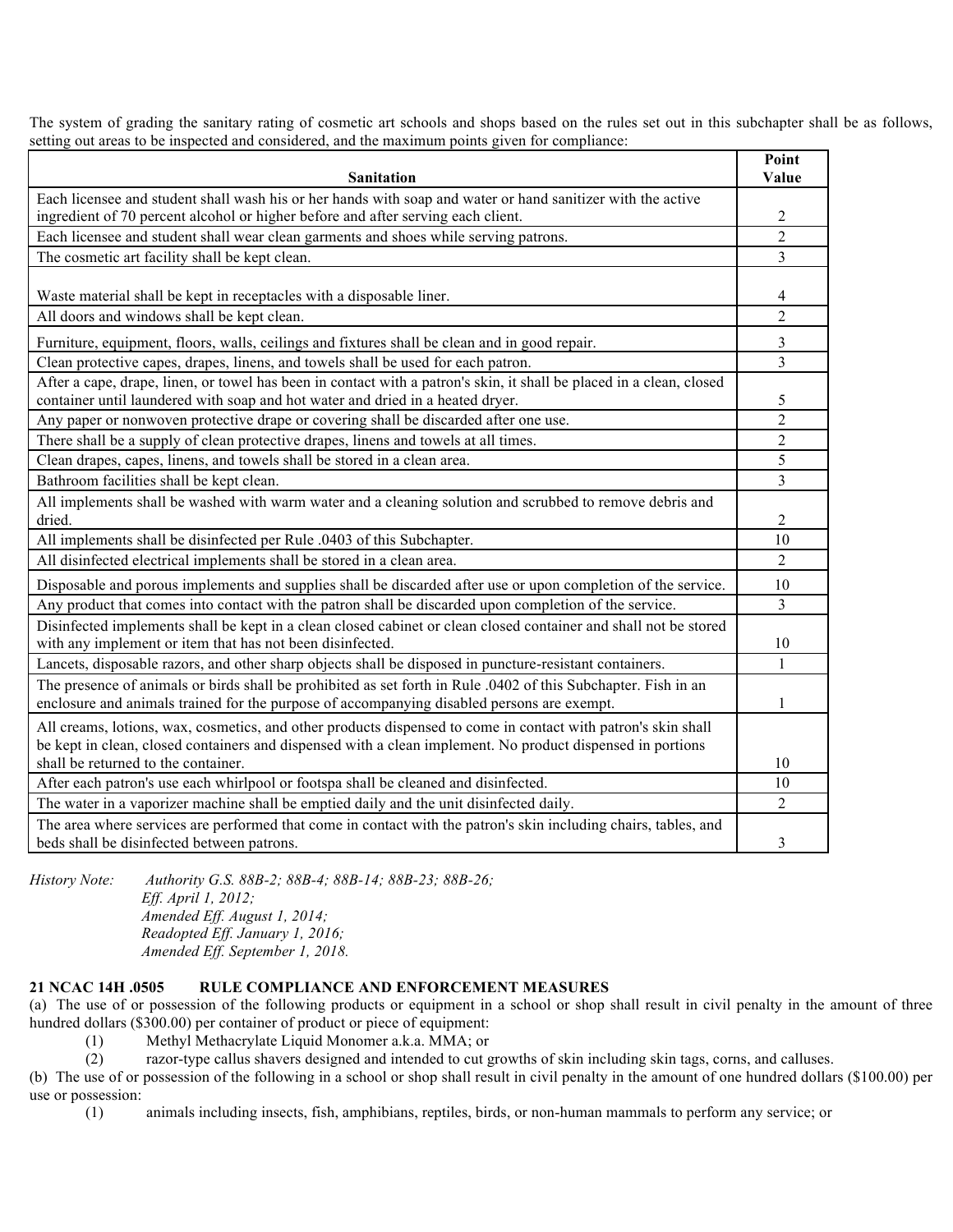The system of grading the sanitary rating of cosmetic art schools and shops based on the rules set out in this subchapter shall be as follows, setting out areas to be inspected and considered, and the maximum points given for compliance:

| Sanitation | Point Value |
|---|---|
| Each licensee and student shall wash his or her hands with soap and water or hand sanitizer with the active ingredient of 70 percent alcohol or higher before and after serving each client. | 2 |
| Each licensee and student shall wear clean garments and shoes while serving patrons. | 2 |
| The cosmetic art facility shall be kept clean. | 3 |
| Waste material shall be kept in receptacles with a disposable liner. | 4 |
| All doors and windows shall be kept clean. | 2 |
| Furniture, equipment, floors, walls, ceilings and fixtures shall be clean and in good repair. | 3 |
| Clean protective capes, drapes, linens, and towels shall be used for each patron. | 3 |
| After a cape, drape, linen, or towel has been in contact with a patron's skin, it shall be placed in a clean, closed container until laundered with soap and hot water and dried in a heated dryer. | 5 |
| Any paper or nonwoven protective drape or covering shall be discarded after one use. | 2 |
| There shall be a supply of clean protective drapes, linens and towels at all times. | 2 |
| Clean drapes, capes, linens, and towels shall be stored in a clean area. | 5 |
| Bathroom facilities shall be kept clean. | 3 |
| All implements shall be washed with warm water and a cleaning solution and scrubbed to remove debris and dried. | 2 |
| All implements shall be disinfected per Rule .0403 of this Subchapter. | 10 |
| All disinfected electrical implements shall be stored in a clean area. | 2 |
| Disposable and porous implements and supplies shall be discarded after use or upon completion of the service. | 10 |
| Any product that comes into contact with the patron shall be discarded upon completion of the service. | 3 |
| Disinfected implements shall be kept in a clean closed cabinet or clean closed container and shall not be stored with any implement or item that has not been disinfected. | 10 |
| Lancets, disposable razors, and other sharp objects shall be disposed in puncture-resistant containers. | 1 |
| The presence of animals or birds shall be prohibited as set forth in Rule .0402 of this Subchapter. Fish in an enclosure and animals trained for the purpose of accompanying disabled persons are exempt. | 1 |
| All creams, lotions, wax, cosmetics, and other products dispensed to come in contact with patron's skin shall be kept in clean, closed containers and dispensed with a clean implement. No product dispensed in portions shall be returned to the container. | 10 |
| After each patron's use each whirlpool or footspa shall be cleaned and disinfected. | 10 |
| The water in a vaporizer machine shall be emptied daily and the unit disinfected daily. | 2 |
| The area where services are performed that come in contact with the patron's skin including chairs, tables, and beds shall be disinfected between patrons. | 3 |

*History Note: Authority G.S. 88B-2; 88B-4; 88B-14; 88B-23; 88B-26;*
*Eff. April 1, 2012;*
*Amended Eff. August 1, 2014;*
*Readopted Eff. January 1, 2016;*
*Amended Eff. September 1, 2018.*

**21 NCAC 14H .0505 RULE COMPLIANCE AND ENFORCEMENT MEASURES**

(a) The use of or possession of the following products or equipment in a school or shop shall result in civil penalty in the amount of three hundred dollars ($300.00) per container of product or piece of equipment:

(1) Methyl Methacrylate Liquid Monomer a.k.a. MMA; or

(2) razor-type callus shavers designed and intended to cut growths of skin including skin tags, corns, and calluses.

(b) The use of or possession of the following in a school or shop shall result in civil penalty in the amount of one hundred dollars ($100.00) per use or possession:

(1) animals including insects, fish, amphibians, reptiles, birds, or non-human mammals to perform any service; or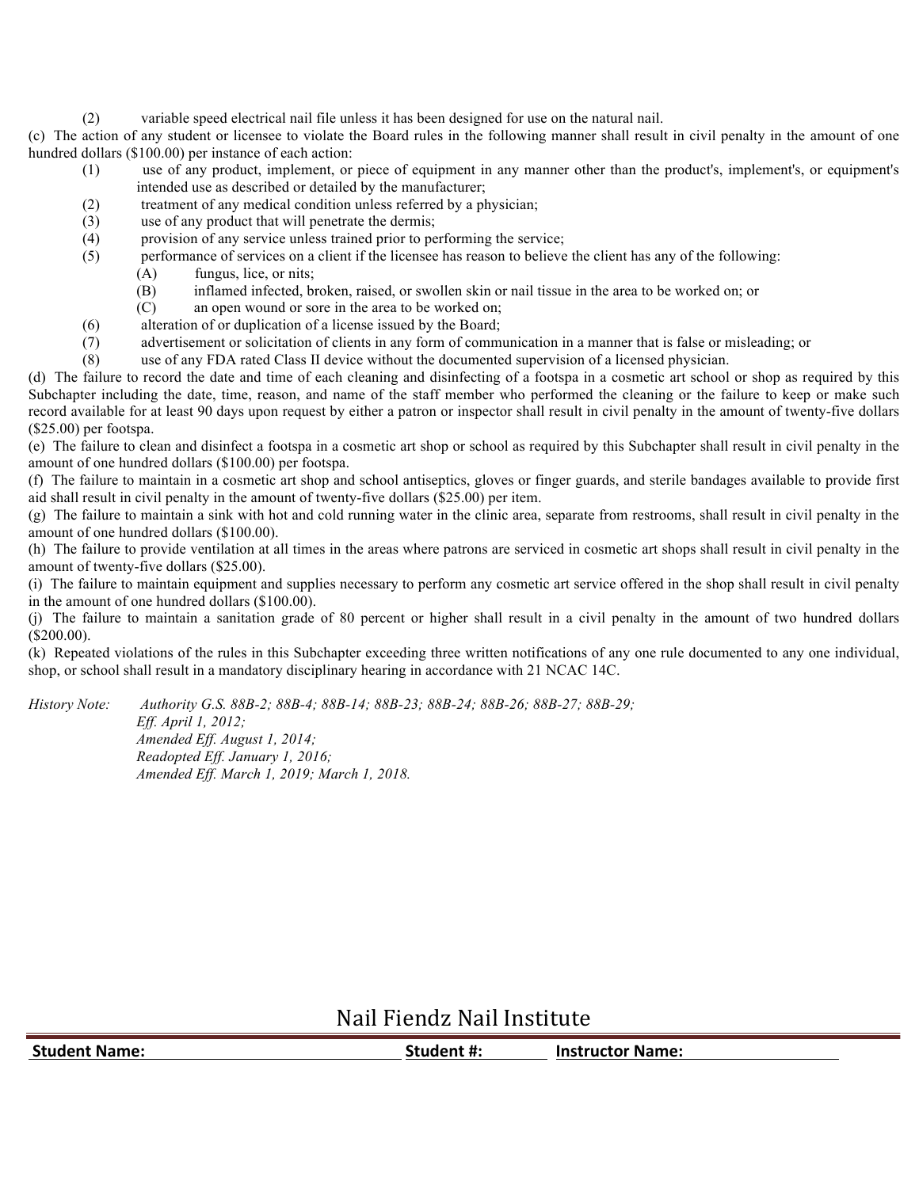(2) variable speed electrical nail file unless it has been designed for use on the natural nail.

(c) The action of any student or licensee to violate the Board rules in the following manner shall result in civil penalty in the amount of one hundred dollars ($100.00) per instance of each action:

(1) use of any product, implement, or piece of equipment in any manner other than the product's, implement's, or equipment's intended use as described or detailed by the manufacturer;

(2) treatment of any medical condition unless referred by a physician;

(3) use of any product that will penetrate the dermis;

(4) provision of any service unless trained prior to performing the service;

(5) performance of services on a client if the licensee has reason to believe the client has any of the following:

- (A) fungus, lice, or nits;
- (B) inflamed infected, broken, raised, or swollen skin or nail tissue in the area to be worked on; or
- (C) an open wound or sore in the area to be worked on;

(6) alteration of or duplication of a license issued by the Board;

(7) advertisement or solicitation of clients in any form of communication in a manner that is false or misleading; or

(8) use of any FDA rated Class II device without the documented supervision of a licensed physician.

(d) The failure to record the date and time of each cleaning and disinfecting of a footspa in a cosmetic art school or shop as required by this Subchapter including the date, time, reason, and name of the staff member who performed the cleaning or the failure to keep or make such record available for at least 90 days upon request by either a patron or inspector shall result in civil penalty in the amount of twenty-five dollars ($25.00) per footspa.

(e) The failure to clean and disinfect a footspa in a cosmetic art shop or school as required by this Subchapter shall result in civil penalty in the amount of one hundred dollars ($100.00) per footspa.

(f) The failure to maintain in a cosmetic art shop and school antiseptics, gloves or finger guards, and sterile bandages available to provide first aid shall result in civil penalty in the amount of twenty-five dollars ($25.00) per item.

(g) The failure to maintain a sink with hot and cold running water in the clinic area, separate from restrooms, shall result in civil penalty in the amount of one hundred dollars ($100.00).

(h) The failure to provide ventilation at all times in the areas where patrons are serviced in cosmetic art shops shall result in civil penalty in the amount of twenty-five dollars ($25.00).

(i) The failure to maintain equipment and supplies necessary to perform any cosmetic art service offered in the shop shall result in civil penalty in the amount of one hundred dollars ($100.00).

(j) The failure to maintain a sanitation grade of 80 percent or higher shall result in a civil penalty in the amount of two hundred dollars ($200.00).

(k) Repeated violations of the rules in this Subchapter exceeding three written notifications of any one rule documented to any one individual, shop, or school shall result in a mandatory disciplinary hearing in accordance with 21 NCAC 14C.

*History Note: Authority G.S. 88B-2; 88B-4; 88B-14; 88B-23; 88B-24; 88B-26; 88B-27; 88B-29;*
*Eff. April 1, 2012;*
*Amended Eff. August 1, 2014;*
*Readopted Eff. January 1, 2016;*
*Amended Eff. March 1, 2019; March 1, 2018.*

# Nail Fiendz Nail Institute

**Student Name:** ______________________ **Student #:** __________ **Instructor Name:** ______________________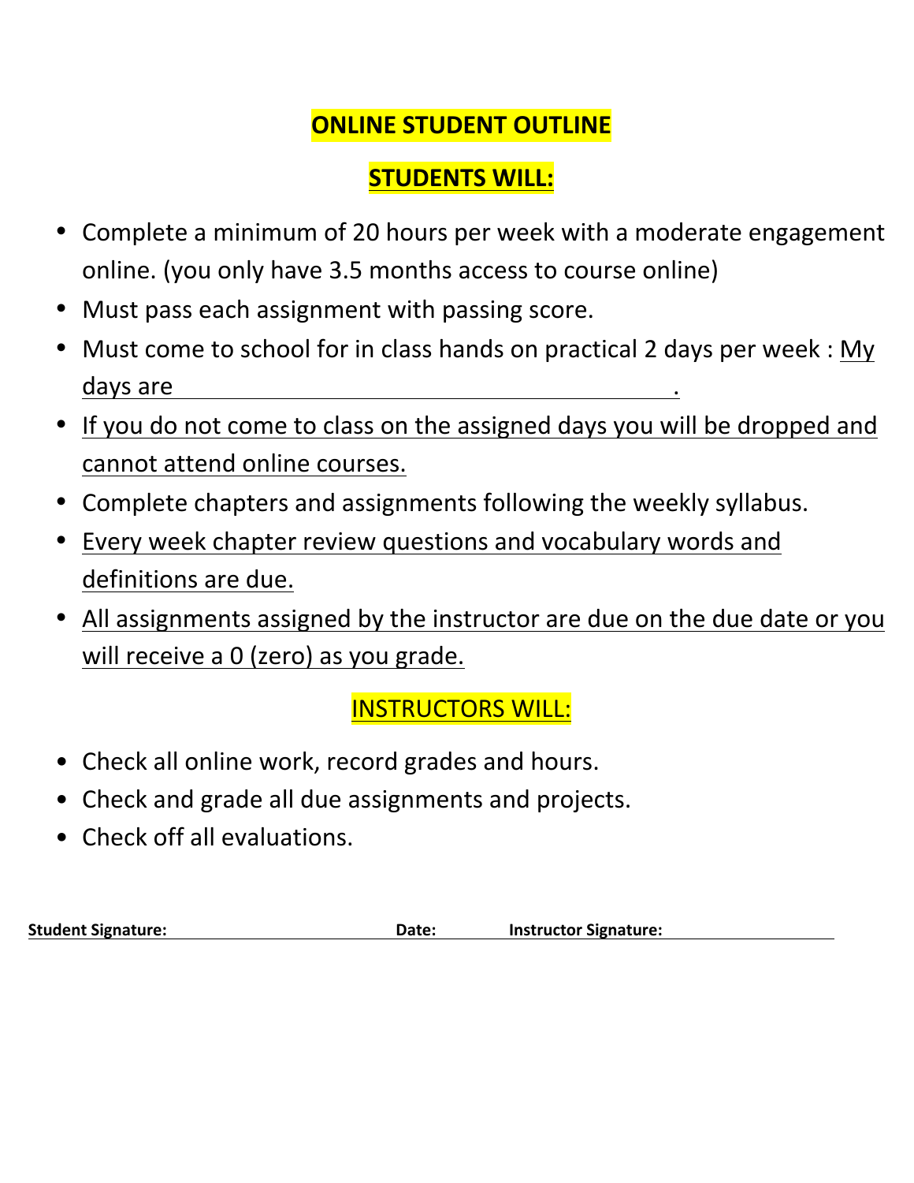# ONLINE STUDENT OUTLINE

## STUDENTS WILL:

- Complete a minimum of 20 hours per week with a moderate engagement online. (you only have 3.5 months access to course online)
- Must pass each assignment with passing score.
- Must come to school for in class hands on practical 2 days per week : My days are ______________________________________________.
- If you do not come to class on the assigned days you will be dropped and cannot attend online courses.
- Complete chapters and assignments following the weekly syllabus.
- Every week chapter review questions and vocabulary words and definitions are due.
- All assignments assigned by the instructor are due on the due date or you will receive a 0 (zero) as you grade.

## INSTRUCTORS WILL:

- Check all online work, record grades and hours.
- Check and grade all due assignments and projects.
- Check off all evaluations.

**Student Signature:** ______________________________ **Date:** __________ **Instructor Signature:** ______________________________